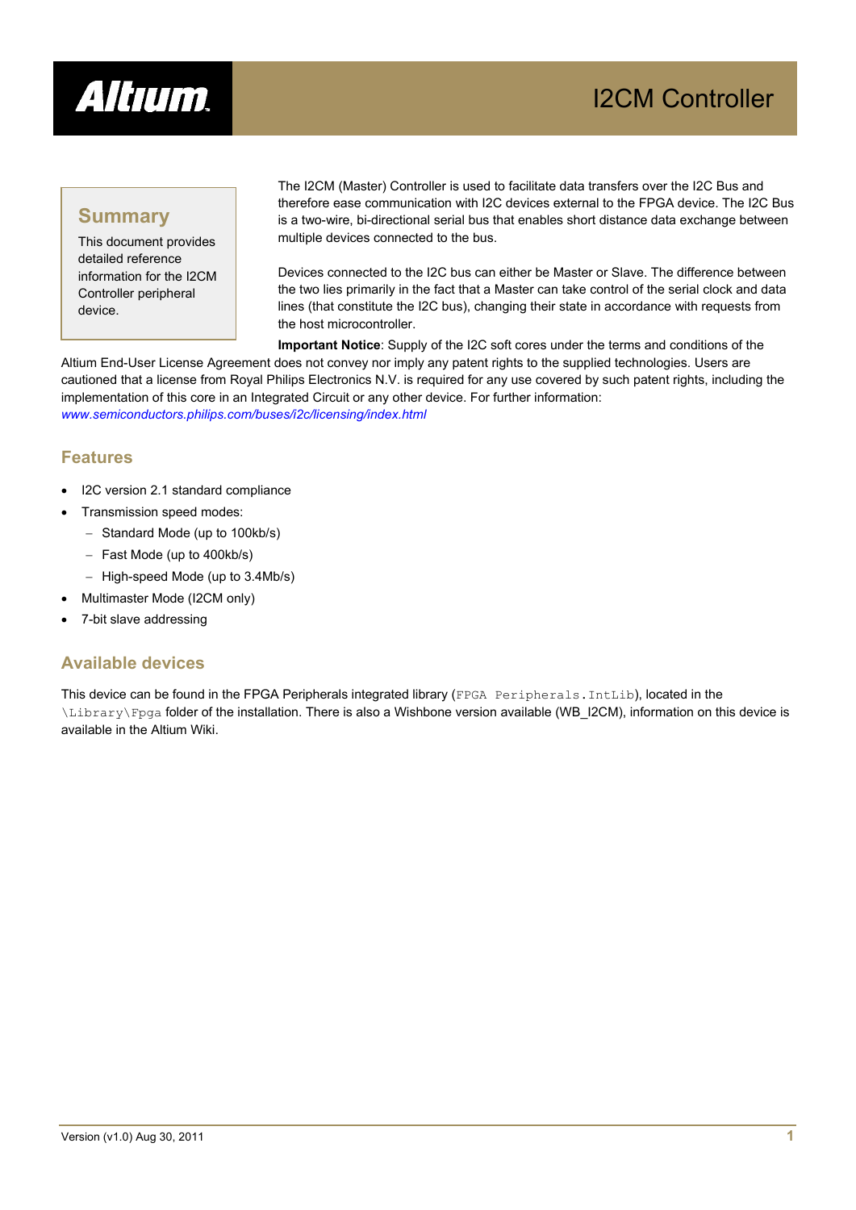# I2CM Controller

## Summary

This document provides detailed reference information for the I2CM Controller peripheral device.

The I2CM (Master) Controller is used to facilitate data transfers over the I2C Bus and therefore ease communication with I2C devices external to the FPGA device. The I2C Bus is a two-wire, bi-directional serial bus that enables short distance data exchange between multiple devices connected to the bus.

Devices connected to the I2C bus can either be Master or Slave. The difference between the two lies primarily in the fact that a Master can take control of the serial clock and data lines (that constitute the I2C bus), changing their state in accordance with requests from the host microcontroller.

**Important Notice**: Supply of the I2C soft cores under the terms and conditions of the Altium End-User License Agreement does not convey nor imply any patent rights to the supplied technologies. Users are cautioned that a license from Royal Philips Electronics N.V. is required for any use covered by such patent rights, including the implementation of this core in an Integrated Circuit or any other device. For further information: *www.semiconductors.philips.com/buses/i2c/licensing/index.html*

## Features

- I2C version 2.1 standard compliance
- Transmission speed modes:
  - Standard Mode (up to 100kb/s)
  - Fast Mode (up to 400kb/s)
  - High-speed Mode (up to 3.4Mb/s)
- Multimaster Mode (I2CM only)
- 7-bit slave addressing

## Available devices

This device can be found in the FPGA Peripherals integrated library (`FPGA Peripherals.IntLib`), located in the `\Library\Fpga` folder of the installation. There is also a Wishbone version available (WB_I2CM), information on this device is available in the Altium Wiki.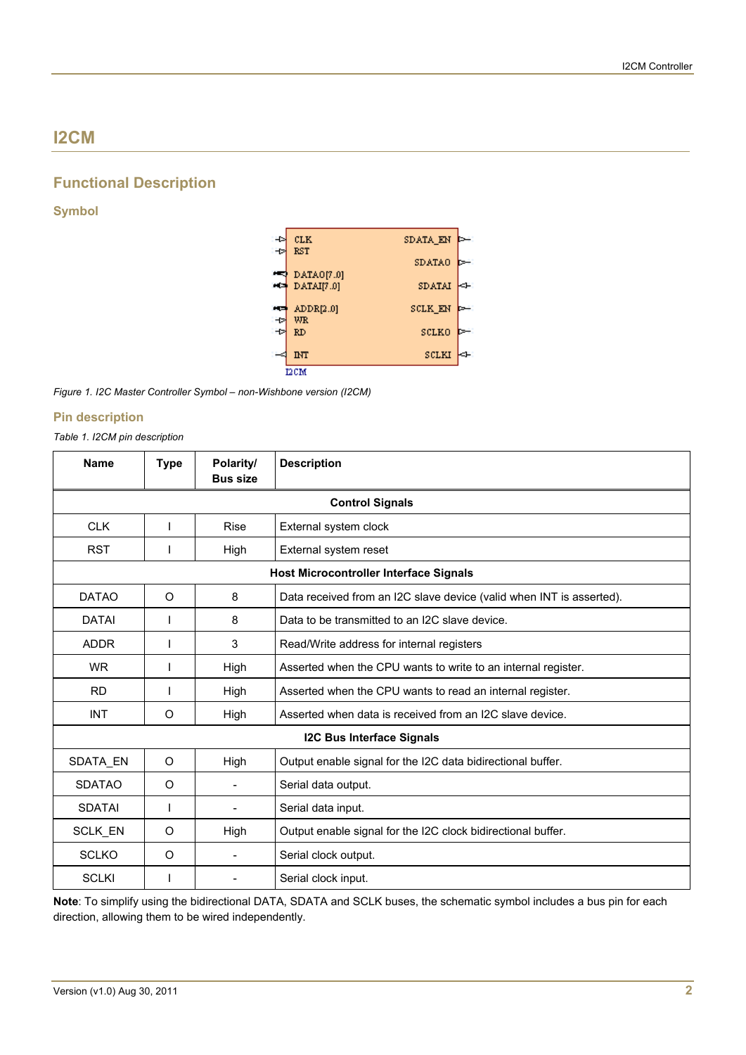# I2CM

## Functional Description

### Symbol

Figure 1. I2C Master Controller Symbol – non-Wishbone version (I2CM)

### Pin description

*Table 1. I2CM pin description*

| Name | Type | Polarity/ Bus size | Description |
|---|---|---|---|
| **Control Signals** | | | |
| CLK | I | Rise | External system clock |
| RST | I | High | External system reset |
| **Host Microcontroller Interface Signals** | | | |
| DATAO | O | 8 | Data received from an I2C slave device (valid when INT is asserted). |
| DATAI | I | 8 | Data to be transmitted to an I2C slave device. |
| ADDR | I | 3 | Read/Write address for internal registers |
| WR | I | High | Asserted when the CPU wants to write to an internal register. |
| RD | I | High | Asserted when the CPU wants to read an internal register. |
| INT | O | High | Asserted when data is received from an I2C slave device. |
| **I2C Bus Interface Signals** | | | |
| SDATA_EN | O | High | Output enable signal for the I2C data bidirectional buffer. |
| SDATAO | O | - | Serial data output. |
| SDATAI | I | - | Serial data input. |
| SCLK_EN | O | High | Output enable signal for the I2C clock bidirectional buffer. |
| SCLKO | O | - | Serial clock output. |
| SCLKI | I | - | Serial clock input. |

**Note**: To simplify using the bidirectional DATA, SDATA and SCLK buses, the schematic symbol includes a bus pin for each direction, allowing them to be wired independently.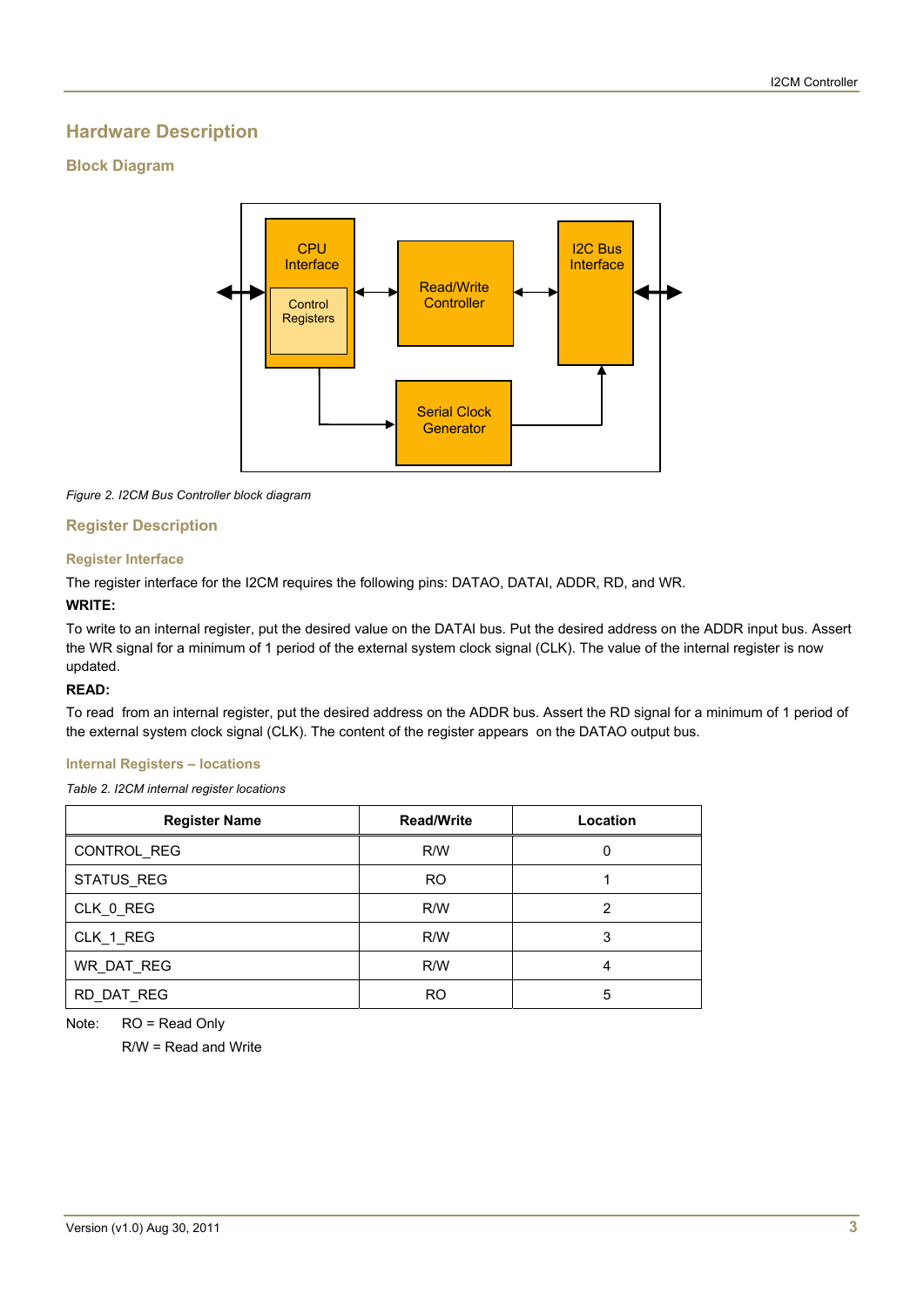# Hardware Description

## Block Diagram

*Figure 2. I2CM Bus Controller block diagram*

## Register Description

### Register Interface

The register interface for the I2CM requires the following pins: DATAO, DATAI, ADDR, RD, and WR.

**WRITE:**

To write to an internal register, put the desired value on the DATAI bus. Put the desired address on the ADDR input bus. Assert the WR signal for a minimum of 1 period of the external system clock signal (CLK). The value of the internal register is now updated.

**READ:**

To read from an internal register, put the desired address on the ADDR bus. Assert the RD signal for a minimum of 1 period of the external system clock signal (CLK). The content of the register appears on the DATAO output bus.

### Internal Registers – locations

*Table 2. I2CM internal register locations*

| Register Name | Read/Write | Location |
|---|---|---|
| CONTROL_REG | R/W | 0 |
| STATUS_REG | RO | 1 |
| CLK_0_REG | R/W | 2 |
| CLK_1_REG | R/W | 3 |
| WR_DAT_REG | R/W | 4 |
| RD_DAT_REG | RO | 5 |

Note: RO = Read Only

R/W = Read and Write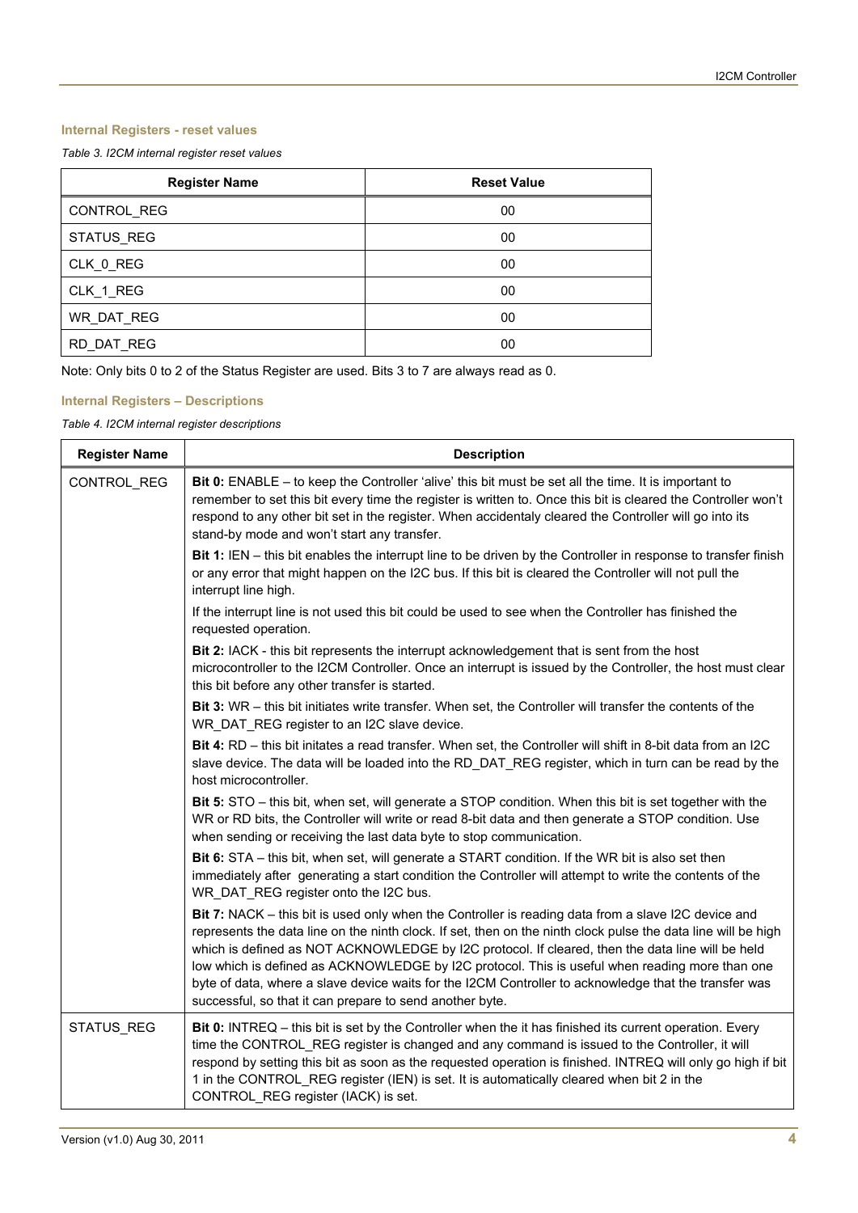### Internal Registers - reset values

*Table 3. I2CM internal register reset values*

| Register Name | Reset Value |
|---|---|
| CONTROL_REG | 00 |
| STATUS_REG | 00 |
| CLK_0_REG | 00 |
| CLK_1_REG | 00 |
| WR_DAT_REG | 00 |
| RD_DAT_REG | 00 |

Note: Only bits 0 to 2 of the Status Register are used. Bits 3 to 7 are always read as 0.

### Internal Registers – Descriptions

*Table 4. I2CM internal register descriptions*

| Register Name | Description |
|---|---|
| CONTROL_REG | **Bit 0:** ENABLE – to keep the Controller 'alive' this bit must be set all the time. It is important to remember to set this bit every time the register is written to. Once this bit is cleared the Controller won't respond to any other bit set in the register. When accidentaly cleared the Controller will go into its stand-by mode and won't start any transfer.<br><br>**Bit 1:** IEN – this bit enables the interrupt line to be driven by the Controller in response to transfer finish or any error that might happen on the I2C bus. If this bit is cleared the Controller will not pull the interrupt line high.<br><br>If the interrupt line is not used this bit could be used to see when the Controller has finished the requested operation.<br><br>**Bit 2:** IACK - this bit represents the interrupt acknowledgement that is sent from the host microcontroller to the I2CM Controller. Once an interrupt is issued by the Controller, the host must clear this bit before any other transfer is started.<br><br>**Bit 3:** WR – this bit initiates write transfer. When set, the Controller will transfer the contents of the WR_DAT_REG register to an I2C slave device.<br><br>**Bit 4:** RD – this bit initates a read transfer. When set, the Controller will shift in 8-bit data from an I2C slave device. The data will be loaded into the RD_DAT_REG register, which in turn can be read by the host microcontroller.<br><br>**Bit 5:** STO – this bit, when set, will generate a STOP condition. When this bit is set together with the WR or RD bits, the Controller will write or read 8-bit data and then generate a STOP condition. Use when sending or receiving the last data byte to stop communication.<br><br>**Bit 6:** STA – this bit, when set, will generate a START condition. If the WR bit is also set then immediately after generating a start condition the Controller will attempt to write the contents of the WR_DAT_REG register onto the I2C bus.<br><br>**Bit 7:** NACK – this bit is used only when the Controller is reading data from a slave I2C device and represents the data line on the ninth clock. If set, then on the ninth clock pulse the data line will be high which is defined as NOT ACKNOWLEDGE by I2C protocol. If cleared, then the data line will be held low which is defined as ACKNOWLEDGE by I2C protocol. This is useful when reading more than one byte of data, where a slave device waits for the I2CM Controller to acknowledge that the transfer was successful, so that it can prepare to send another byte. |
| STATUS_REG | **Bit 0:** INTREQ – this bit is set by the Controller when the it has finished its current operation. Every time the CONTROL_REG register is changed and any command is issued to the Controller, it will respond by setting this bit as soon as the requested operation is finished. INTREQ will only go high if bit 1 in the CONTROL_REG register (IEN) is set. It is automatically cleared when bit 2 in the CONTROL_REG register (IACK) is set. |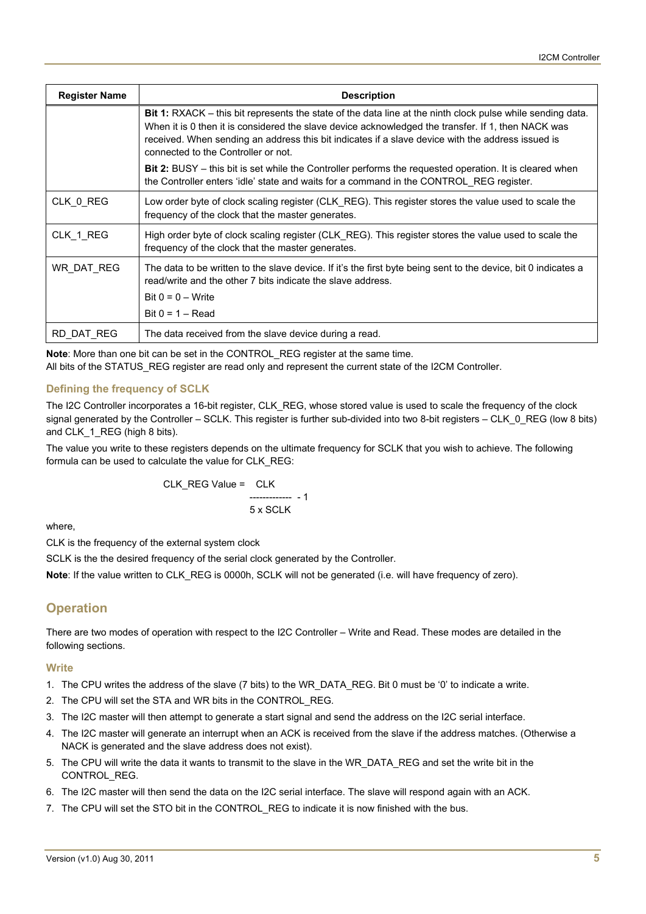| Register Name | Description |
| --- | --- |
| | **Bit 1:** RXACK – this bit represents the state of the data line at the ninth clock pulse while sending data. When it is 0 then it is considered the slave device acknowledged the transfer. If 1, then NACK was received. When sending an address this bit indicates if a slave device with the address issued is connected to the Controller or not.<br>**Bit 2:** BUSY – this bit is set while the Controller performs the requested operation. It is cleared when the Controller enters 'idle' state and waits for a command in the CONTROL_REG register. |
| CLK_0_REG | Low order byte of clock scaling register (CLK_REG). This register stores the value used to scale the frequency of the clock that the master generates. |
| CLK_1_REG | High order byte of clock scaling register (CLK_REG). This register stores the value used to scale the frequency of the clock that the master generates. |
| WR_DAT_REG | The data to be written to the slave device. If it's the first byte being sent to the device, bit 0 indicates a read/write and the other 7 bits indicate the slave address.<br>Bit 0 = 0 – Write<br>Bit 0 = 1 – Read |
| RD_DAT_REG | The data received from the slave device during a read. |

**Note**: More than one bit can be set in the CONTROL_REG register at the same time.
All bits of the STATUS_REG register are read only and represent the current state of the I2CM Controller.

### Defining the frequency of SCLK

The I2C Controller incorporates a 16-bit register, CLK_REG, whose stored value is used to scale the frequency of the clock signal generated by the Controller – SCLK. This register is further sub-divided into two 8-bit registers – CLK_0_REG (low 8 bits) and CLK_1_REG (high 8 bits).

The value you write to these registers depends on the ultimate frequency for SCLK that you wish to achieve. The following formula can be used to calculate the value for CLK_REG:

$$\text{CLK\_REG Value} = \frac{\text{CLK}}{5 \times \text{SCLK}} - 1$$

where,

CLK is the frequency of the external system clock

SCLK is the the desired frequency of the serial clock generated by the Controller.

**Note**: If the value written to CLK_REG is 0000h, SCLK will not be generated (i.e. will have frequency of zero).

## Operation

There are two modes of operation with respect to the I2C Controller – Write and Read. These modes are detailed in the following sections.

### Write

1. The CPU writes the address of the slave (7 bits) to the WR_DATA_REG. Bit 0 must be '0' to indicate a write.
2. The CPU will set the STA and WR bits in the CONTROL_REG.
3. The I2C master will then attempt to generate a start signal and send the address on the I2C serial interface.
4. The I2C master will generate an interrupt when an ACK is received from the slave if the address matches. (Otherwise a NACK is generated and the slave address does not exist).
5. The CPU will write the data it wants to transmit to the slave in the WR_DATA_REG and set the write bit in the CONTROL_REG.
6. The I2C master will then send the data on the I2C serial interface. The slave will respond again with an ACK.
7. The CPU will set the STO bit in the CONTROL_REG to indicate it is now finished with the bus.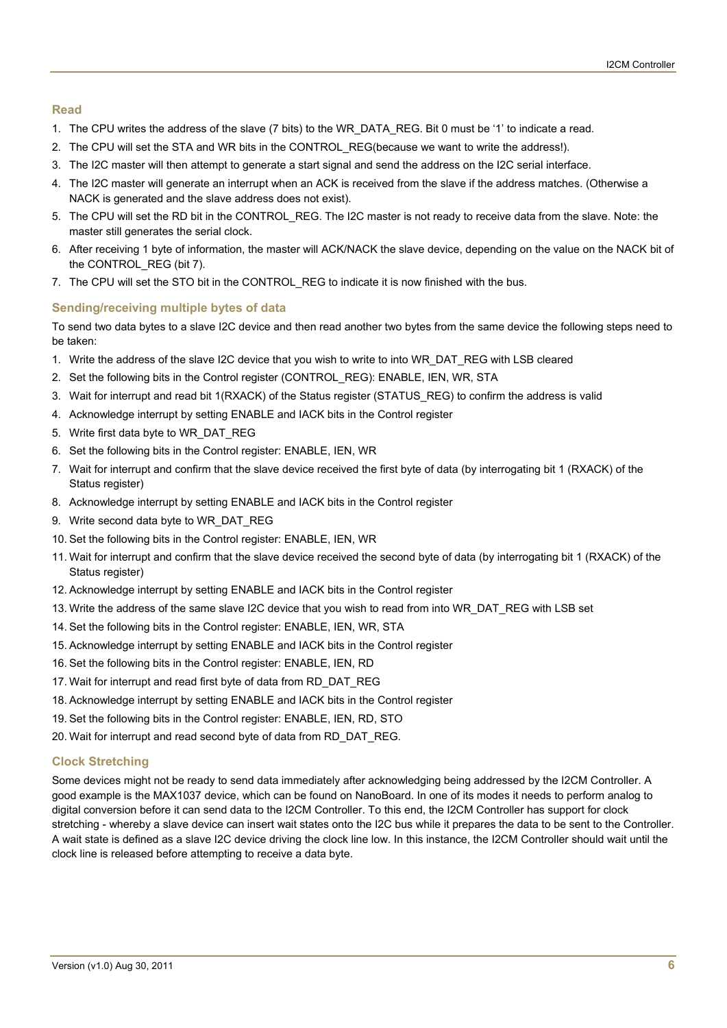### Read

1. The CPU writes the address of the slave (7 bits) to the WR_DATA_REG. Bit 0 must be '1' to indicate a read.
2. The CPU will set the STA and WR bits in the CONTROL_REG(because we want to write the address!).
3. The I2C master will then attempt to generate a start signal and send the address on the I2C serial interface.
4. The I2C master will generate an interrupt when an ACK is received from the slave if the address matches. (Otherwise a NACK is generated and the slave address does not exist).
5. The CPU will set the RD bit in the CONTROL_REG. The I2C master is not ready to receive data from the slave. Note: the master still generates the serial clock.
6. After receiving 1 byte of information, the master will ACK/NACK the slave device, depending on the value on the NACK bit of the CONTROL_REG (bit 7).
7. The CPU will set the STO bit in the CONTROL_REG to indicate it is now finished with the bus.

### Sending/receiving multiple bytes of data

To send two data bytes to a slave I2C device and then read another two bytes from the same device the following steps need to be taken:

1. Write the address of the slave I2C device that you wish to write to into WR_DAT_REG with LSB cleared
2. Set the following bits in the Control register (CONTROL_REG): ENABLE, IEN, WR, STA
3. Wait for interrupt and read bit 1(RXACK) of the Status register (STATUS_REG) to confirm the address is valid
4. Acknowledge interrupt by setting ENABLE and IACK bits in the Control register
5. Write first data byte to WR_DAT_REG
6. Set the following bits in the Control register: ENABLE, IEN, WR
7. Wait for interrupt and confirm that the slave device received the first byte of data (by interrogating bit 1 (RXACK) of the Status register)
8. Acknowledge interrupt by setting ENABLE and IACK bits in the Control register
9. Write second data byte to WR_DAT_REG
10. Set the following bits in the Control register: ENABLE, IEN, WR
11. Wait for interrupt and confirm that the slave device received the second byte of data (by interrogating bit 1 (RXACK) of the Status register)
12. Acknowledge interrupt by setting ENABLE and IACK bits in the Control register
13. Write the address of the same slave I2C device that you wish to read from into WR_DAT_REG with LSB set
14. Set the following bits in the Control register: ENABLE, IEN, WR, STA
15. Acknowledge interrupt by setting ENABLE and IACK bits in the Control register
16. Set the following bits in the Control register: ENABLE, IEN, RD
17. Wait for interrupt and read first byte of data from RD_DAT_REG
18. Acknowledge interrupt by setting ENABLE and IACK bits in the Control register
19. Set the following bits in the Control register: ENABLE, IEN, RD, STO
20. Wait for interrupt and read second byte of data from RD_DAT_REG.

### Clock Stretching

Some devices might not be ready to send data immediately after acknowledging being addressed by the I2CM Controller. A good example is the MAX1037 device, which can be found on NanoBoard. In one of its modes it needs to perform analog to digital conversion before it can send data to the I2CM Controller. To this end, the I2CM Controller has support for clock stretching - whereby a slave device can insert wait states onto the I2C bus while it prepares the data to be sent to the Controller. A wait state is defined as a slave I2C device driving the clock line low. In this instance, the I2CM Controller should wait until the clock line is released before attempting to receive a data byte.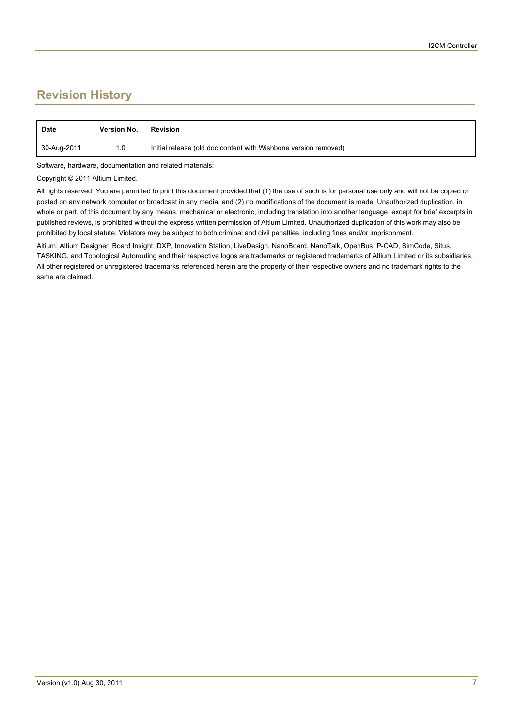# Revision History

| Date | Version No. | Revision |
|---|---|---|
| 30-Aug-2011 | 1.0 | Initial release (old doc content with Wishbone version removed) |

Software, hardware, documentation and related materials:

Copyright © 2011 Altium Limited.

All rights reserved. You are permitted to print this document provided that (1) the use of such is for personal use only and will not be copied or posted on any network computer or broadcast in any media, and (2) no modifications of the document is made. Unauthorized duplication, in whole or part, of this document by any means, mechanical or electronic, including translation into another language, except for brief excerpts in published reviews, is prohibited without the express written permission of Altium Limited. Unauthorized duplication of this work may also be prohibited by local statute. Violators may be subject to both criminal and civil penalties, including fines and/or imprisonment.

Altium, Altium Designer, Board Insight, DXP, Innovation Station, LiveDesign, NanoBoard, NanoTalk, OpenBus, P-CAD, SimCode, Situs, TASKING, and Topological Autorouting and their respective logos are trademarks or registered trademarks of Altium Limited or its subsidiaries. All other registered or unregistered trademarks referenced herein are the property of their respective owners and no trademark rights to the same are claimed.